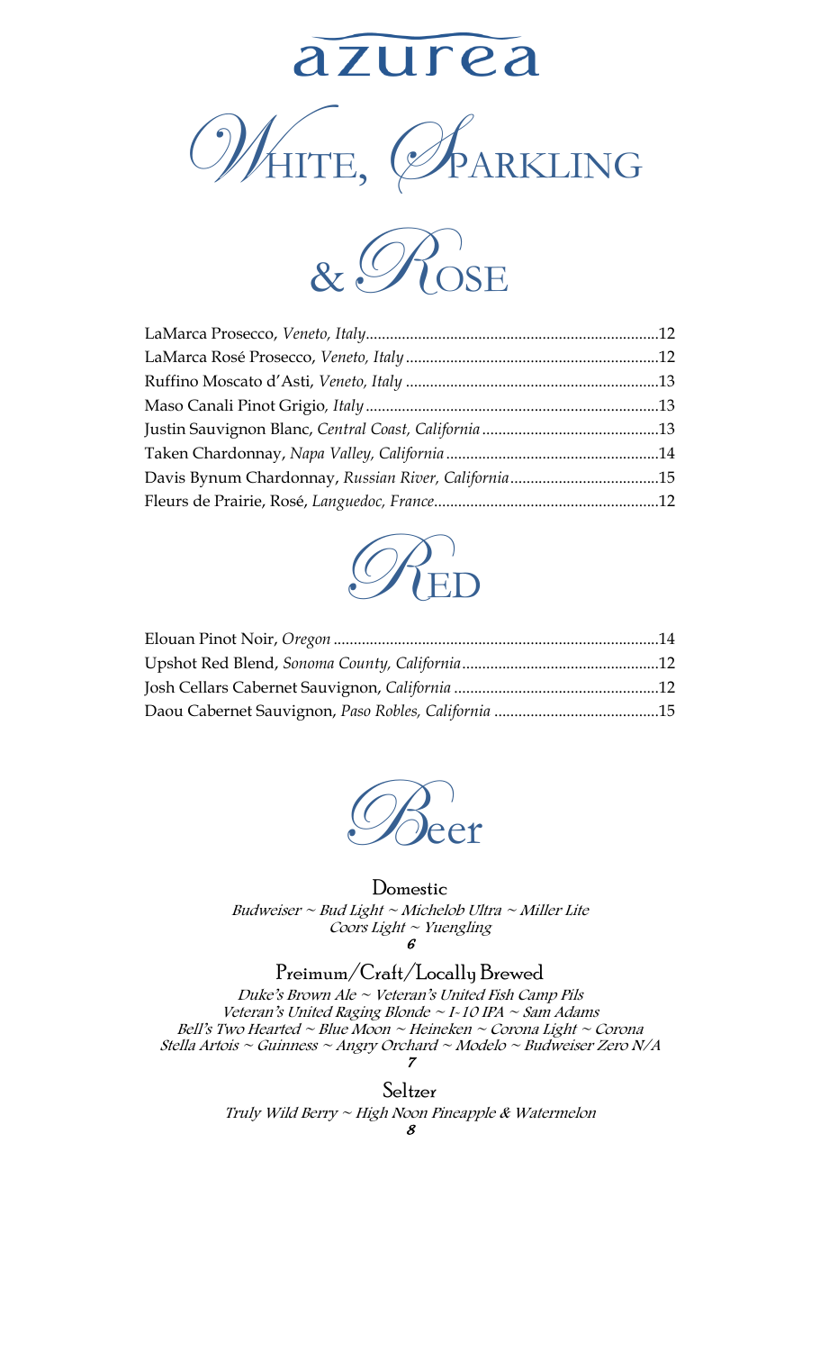# azurea

## White, Sparkling & Rose

LaMarca Prosecco, *Veneto, Italy*........................................................................12
LaMarca Rosé Prosecco, *Veneto, Italy*...............................................................12
Ruffino Moscato d'Asti, *Veneto, Italy* ...............................................................13
Maso Canali Pinot Grigio, *Italy*.........................................................................13
Justin Sauvignon Blanc, *Central Coast, California*............................................13
Taken Chardonnay, *Napa Valley, California*.....................................................14
Davis Bynum Chardonnay, *Russian River, California*.....................................15
Fleurs de Prairie, Rosé, *Languedoc, France*........................................................12

## Red

Elouan Pinot Noir, *Oregon*.................................................................................14
Upshot Red Blend, *Sonoma County, California*.................................................12
Josh Cellars Cabernet Sauvignon, *California*...................................................12
Daou Cabernet Sauvignon, *Paso Robles, California*.........................................15

## Beer

### Domestic

*Budweiser ~ Bud Light ~ Michelob Ultra ~ Miller Lite*
*Coors Light ~ Yuengling*
***6***

### Preimum/Craft/Locally Brewed

*Duke's Brown Ale ~ Veteran's United Fish Camp Pils*
*Veteran's United Raging Blonde ~ I-10 IPA ~ Sam Adams*
*Bell's Two Hearted ~ Blue Moon ~ Heineken ~ Corona Light ~ Corona*
*Stella Artois ~ Guinness ~ Angry Orchard ~ Modelo ~ Budweiser Zero N/A*
***7***

### Seltzer

*Truly Wild Berry ~ High Noon Pineapple & Watermelon*
***8***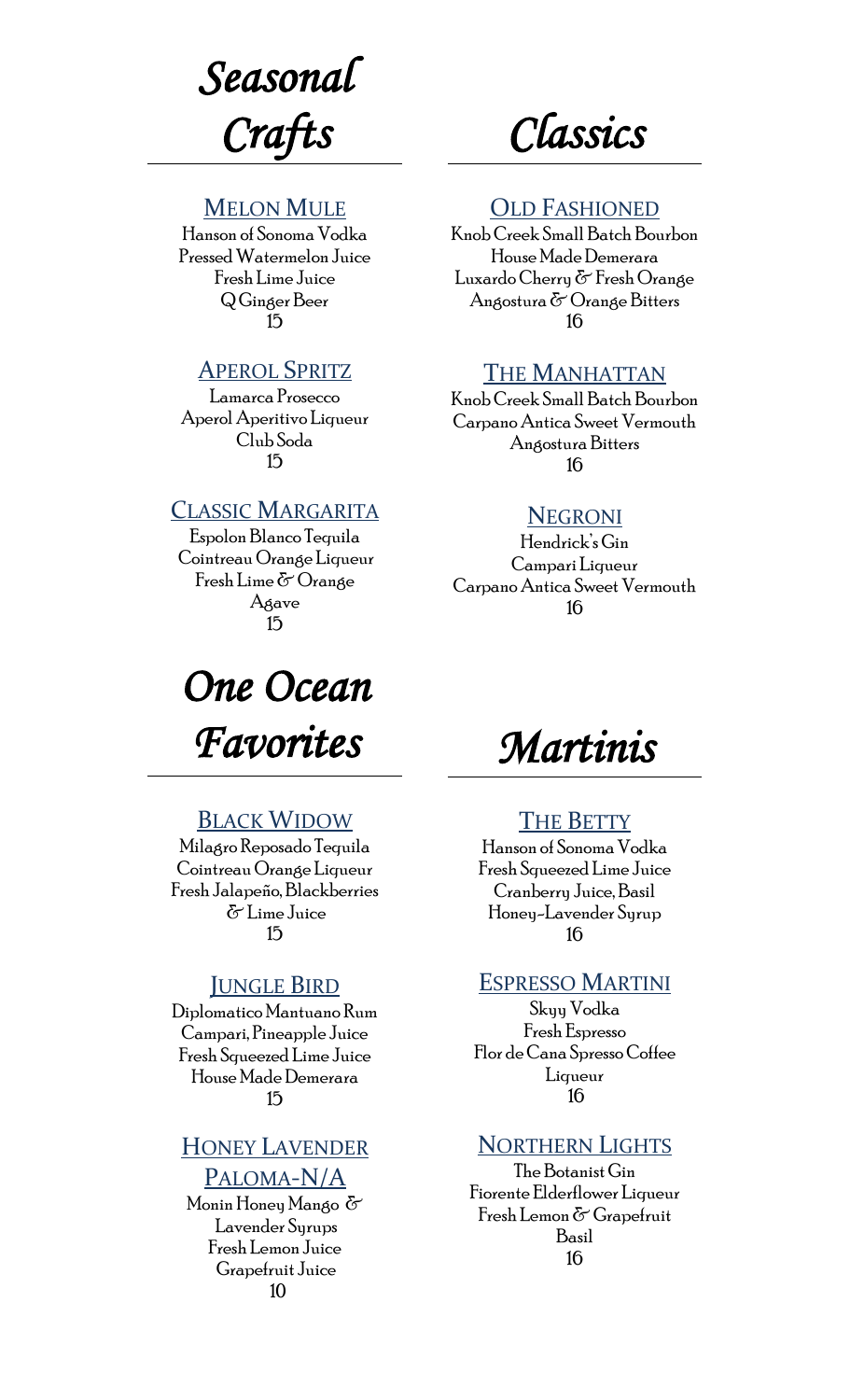# Seasonal Crafts

## MELON MULE

Hanson of Sonoma Vodka
Pressed Watermelon Juice
Fresh Lime Juice
Q Ginger Beer
15

## APEROL SPRITZ

Lamarca Prosecco
Aperol Aperitivo Liqueur
Club Soda
15

## CLASSIC MARGARITA

Espolon Blanco Tequila
Cointreau Orange Liqueur
Fresh Lime & Orange
Agave
15

# One Ocean Favorites

## BLACK WIDOW

Milagro Reposado Tequila
Cointreau Orange Liqueur
Fresh Jalapeño, Blackberries
& Lime Juice
15

## JUNGLE BIRD

Diplomatico Mantuano Rum
Campari, Pineapple Juice
Fresh Squeezed Lime Juice
House Made Demerara
15

## HONEY LAVENDER PALOMA-N/A

Monin Honey Mango &
Lavender Syrups
Fresh Lemon Juice
Grapefruit Juice
10

# Classics

## OLD FASHIONED

Knob Creek Small Batch Bourbon
House Made Demerara
Luxardo Cherry & Fresh Orange
Angostura & Orange Bitters
16

## THE MANHATTAN

Knob Creek Small Batch Bourbon
Carpano Antica Sweet Vermouth
Angostura Bitters
16

## NEGRONI

Hendrick's Gin
Campari Liqueur
Carpano Antica Sweet Vermouth
16

# Martinis

## THE BETTY

Hanson of Sonoma Vodka
Fresh Squeezed Lime Juice
Cranberry Juice, Basil
Honey-Lavender Syrup
16

## ESPRESSO MARTINI

Skyy Vodka
Fresh Espresso
Flor de Cana Spresso Coffee
Liqueur
16

## NORTHERN LIGHTS

The Botanist Gin
Fiorente Elderflower Liqueur
Fresh Lemon & Grapefruit
Basil
16